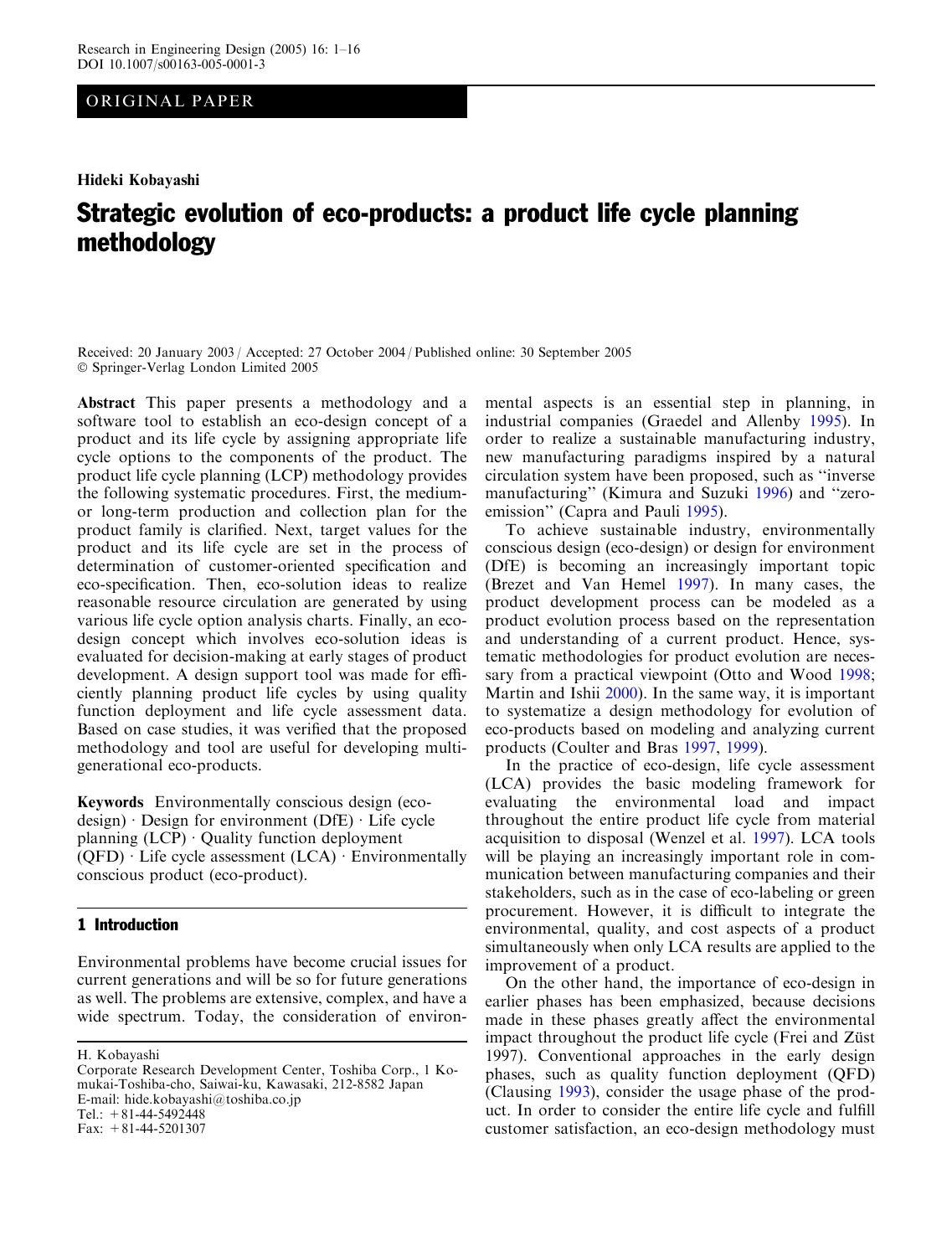ORIGINAL PAPER

Hideki Kobayashi

# Strategic evolution of eco-products: a product life cycle planning methodology

Received: 20 January 2003 / Accepted: 27 October 2004 / Published online: 30 September 2005
© Springer-Verlag London Limited 2005

**Abstract** This paper presents a methodology and a software tool to establish an eco-design concept of a product and its life cycle by assigning appropriate life cycle options to the components of the product. The product life cycle planning (LCP) methodology provides the following systematic procedures. First, the medium- or long-term production and collection plan for the product family is clarified. Next, target values for the product and its life cycle are set in the process of determination of customer-oriented specification and eco-specification. Then, eco-solution ideas to realize reasonable resource circulation are generated by using various life cycle option analysis charts. Finally, an eco-design concept which involves eco-solution ideas is evaluated for decision-making at early stages of product development. A design support tool was made for efficiently planning product life cycles by using quality function deployment and life cycle assessment data. Based on case studies, it was verified that the proposed methodology and tool are useful for developing multi-generational eco-products.

**Keywords** Environmentally conscious design (eco-design) · Design for environment (DfE) · Life cycle planning (LCP) · Quality function deployment (QFD) · Life cycle assessment (LCA) · Environmentally conscious product (eco-product).

## 1 Introduction

Environmental problems have become crucial issues for current generations and will be so for future generations as well. The problems are extensive, complex, and have a wide spectrum. Today, the consideration of environmental aspects is an essential step in planning, in industrial companies (Graedel and Allenby 1995). In order to realize a sustainable manufacturing industry, new manufacturing paradigms inspired by a natural circulation system have been proposed, such as "inverse manufacturing" (Kimura and Suzuki 1996) and "zero-emission" (Capra and Pauli 1995).

To achieve sustainable industry, environmentally conscious design (eco-design) or design for environment (DfE) is becoming an increasingly important topic (Brezet and Van Hemel 1997). In many cases, the product development process can be modeled as a product evolution process based on the representation and understanding of a current product. Hence, systematic methodologies for product evolution are necessary from a practical viewpoint (Otto and Wood 1998; Martin and Ishii 2000). In the same way, it is important to systematize a design methodology for evolution of eco-products based on modeling and analyzing current products (Coulter and Bras 1997, 1999).

In the practice of eco-design, life cycle assessment (LCA) provides the basic modeling framework for evaluating the environmental load and impact throughout the entire product life cycle from material acquisition to disposal (Wenzel et al. 1997). LCA tools will be playing an increasingly important role in communication between manufacturing companies and their stakeholders, such as in the case of eco-labeling or green procurement. However, it is difficult to integrate the environmental, quality, and cost aspects of a product simultaneously when only LCA results are applied to the improvement of a product.

On the other hand, the importance of eco-design in earlier phases has been emphasized, because decisions made in these phases greatly affect the environmental impact throughout the product life cycle (Frei and Züst 1997). Conventional approaches in the early design phases, such as quality function deployment (QFD) (Clausing 1993), consider the usage phase of the product. In order to consider the entire life cycle and fulfill customer satisfaction, an eco-design methodology must

H. Kobayashi
Corporate Research Development Center, Toshiba Corp., 1 Komukai-Toshiba-cho, Saiwai-ku, Kawasaki, 212-8582 Japan
E-mail: hide.kobayashi@toshiba.co.jp
Tel.: +81-44-5492448
Fax: +81-44-5201307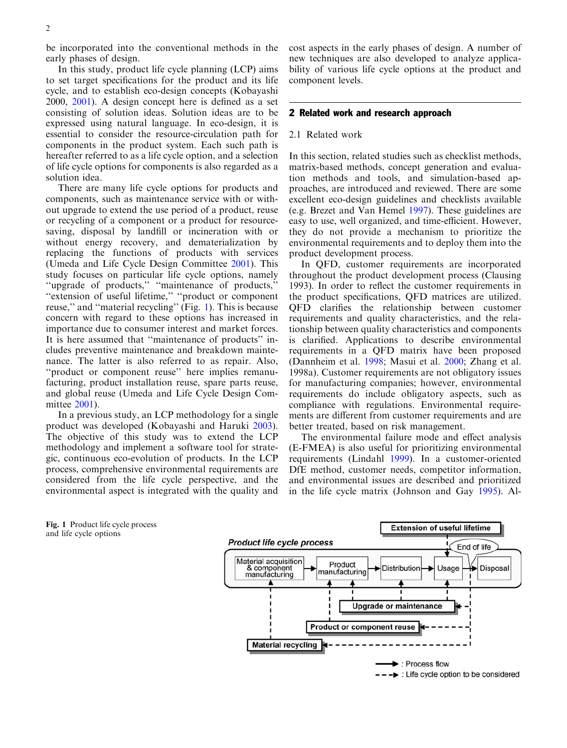be incorporated into the conventional methods in the early phases of design.

In this study, product life cycle planning (LCP) aims to set target specifications for the product and its life cycle, and to establish eco-design concepts (Kobayashi 2000, 2001). A design concept here is defined as a set consisting of solution ideas. Solution ideas are to be expressed using natural language. In eco-design, it is essential to consider the resource-circulation path for components in the product system. Each such path is hereafter referred to as a life cycle option, and a selection of life cycle options for components is also regarded as a solution idea.

There are many life cycle options for products and components, such as maintenance service with or without upgrade to extend the use period of a product, reuse or recycling of a component or a product for resource-saving, disposal by landfill or incineration with or without energy recovery, and dematerialization by replacing the functions of products with services (Umeda and Life Cycle Design Committee 2001). This study focuses on particular life cycle options, namely "upgrade of products," "maintenance of products," "extension of useful lifetime," "product or component reuse," and "material recycling" (Fig. 1). This is because concern with regard to these options has increased in importance due to consumer interest and market forces. It is here assumed that "maintenance of products" includes preventive maintenance and breakdown maintenance. The latter is also referred to as repair. Also, "product or component reuse" here implies remanufacturing, product installation reuse, spare parts reuse, and global reuse (Umeda and Life Cycle Design Committee 2001).

In a previous study, an LCP methodology for a single product was developed (Kobayashi and Haruki 2003). The objective of this study was to extend the LCP methodology and implement a software tool for strategic, continuous eco-evolution of products. In the LCP process, comprehensive environmental requirements are considered from the life cycle perspective, and the environmental aspect is integrated with the quality and cost aspects in the early phases of design. A number of new techniques are also developed to analyze applicability of various life cycle options at the product and component levels.

## 2 Related work and research approach

### 2.1 Related work

In this section, related studies such as checklist methods, matrix-based methods, concept generation and evaluation methods and tools, and simulation-based approaches, are introduced and reviewed. There are some excellent eco-design guidelines and checklists available (e.g. Brezet and Van Hemel 1997). These guidelines are easy to use, well organized, and time-efficient. However, they do not provide a mechanism to prioritize the environmental requirements and to deploy them into the product development process.

In QFD, customer requirements are incorporated throughout the product development process (Clausing 1993). In order to reflect the customer requirements in the product specifications, QFD matrices are utilized. QFD clarifies the relationship between customer requirements and quality characteristics, and the relationship between quality characteristics and components is clarified. Applications to describe environmental requirements in a QFD matrix have been proposed (Dannheim et al. 1998; Masui et al. 2000; Zhang et al. 1998a). Customer requirements are not obligatory issues for manufacturing companies; however, environmental requirements do include obligatory aspects, such as compliance with regulations. Environmental requirements are different from customer requirements and are better treated, based on risk management.

The environmental failure mode and effect analysis (E-FMEA) is also useful for prioritizing environmental requirements (Lindahl 1999). In a customer-oriented DfE method, customer needs, competitor information, and environmental issues are described and prioritized in the life cycle matrix (Johnson and Gay 1995). Al-

**Fig. 1** Product life cycle process and life cycle options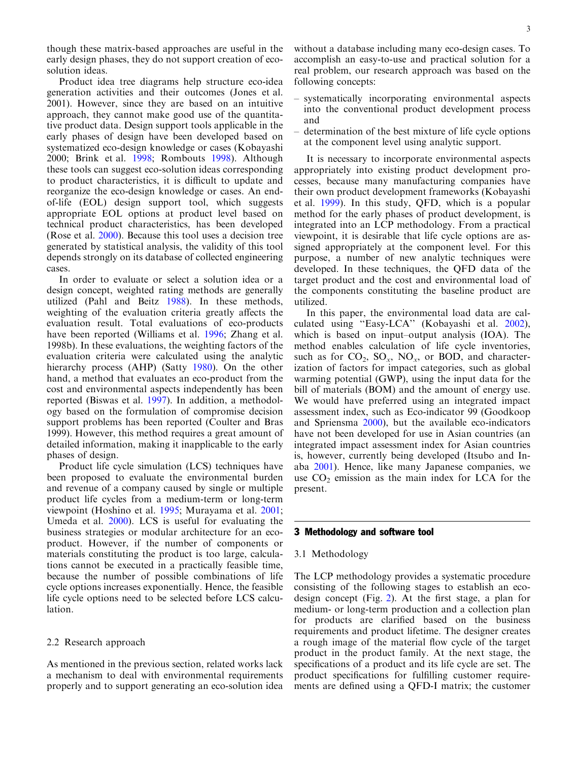though these matrix-based approaches are useful in the early design phases, they do not support creation of eco-solution ideas.

Product idea tree diagrams help structure eco-idea generation activities and their outcomes (Jones et al. 2001). However, since they are based on an intuitive approach, they cannot make good use of the quantitative product data. Design support tools applicable in the early phases of design have been developed based on systematized eco-design knowledge or cases (Kobayashi 2000; Brink et al. 1998; Rombouts 1998). Although these tools can suggest eco-solution ideas corresponding to product characteristics, it is difficult to update and reorganize the eco-design knowledge or cases. An end-of-life (EOL) design support tool, which suggests appropriate EOL options at product level based on technical product characteristics, has been developed (Rose et al. 2000). Because this tool uses a decision tree generated by statistical analysis, the validity of this tool depends strongly on its database of collected engineering cases.

In order to evaluate or select a solution idea or a design concept, weighted rating methods are generally utilized (Pahl and Beitz 1988). In these methods, weighting of the evaluation criteria greatly affects the evaluation result. Total evaluations of eco-products have been reported (Williams et al. 1996; Zhang et al. 1998b). In these evaluations, the weighting factors of the evaluation criteria were calculated using the analytic hierarchy process (AHP) (Satty 1980). On the other hand, a method that evaluates an eco-product from the cost and environmental aspects independently has been reported (Biswas et al. 1997). In addition, a methodology based on the formulation of compromise decision support problems has been reported (Coulter and Bras 1999). However, this method requires a great amount of detailed information, making it inapplicable to the early phases of design.

Product life cycle simulation (LCS) techniques have been proposed to evaluate the environmental burden and revenue of a company caused by single or multiple product life cycles from a medium-term or long-term viewpoint (Hoshino et al. 1995; Murayama et al. 2001; Umeda et al. 2000). LCS is useful for evaluating the business strategies or modular architecture for an eco-product. However, if the number of components or materials constituting the product is too large, calculations cannot be executed in a practically feasible time, because the number of possible combinations of life cycle options increases exponentially. Hence, the feasible life cycle options need to be selected before LCS calculation.

### 2.2 Research approach

As mentioned in the previous section, related works lack a mechanism to deal with environmental requirements properly and to support generating an eco-solution idea without a database including many eco-design cases. To accomplish an easy-to-use and practical solution for a real problem, our research approach was based on the following concepts:

- systematically incorporating environmental aspects into the conventional product development process and
- determination of the best mixture of life cycle options at the component level using analytic support.

It is necessary to incorporate environmental aspects appropriately into existing product development processes, because many manufacturing companies have their own product development frameworks (Kobayashi et al. 1999). In this study, QFD, which is a popular method for the early phases of product development, is integrated into an LCP methodology. From a practical viewpoint, it is desirable that life cycle options are assigned appropriately at the component level. For this purpose, a number of new analytic techniques were developed. In these techniques, the QFD data of the target product and the cost and environmental load of the components constituting the baseline product are utilized.

In this paper, the environmental load data are calculated using "Easy-LCA" (Kobayashi et al. 2002), which is based on input–output analysis (IOA). The method enables calculation of life cycle inventories, such as for $CO_2$, $SO_x$, $NO_x$, or BOD, and characterization of factors for impact categories, such as global warming potential (GWP), using the input data for the bill of materials (BOM) and the amount of energy use. We would have preferred using an integrated impact assessment index, such as Eco-indicator 99 (Goodkoop and Spriensma 2000), but the available eco-indicators have not been developed for use in Asian countries (an integrated impact assessment index for Asian countries is, however, currently being developed (Itsubo and Inaba 2001). Hence, like many Japanese companies, we use $CO_2$ emission as the main index for LCA for the present.

## 3 Methodology and software tool

### 3.1 Methodology

The LCP methodology provides a systematic procedure consisting of the following stages to establish an eco-design concept (Fig. 2). At the first stage, a plan for medium- or long-term production and a collection plan for products are clarified based on the business requirements and product lifetime. The designer creates a rough image of the material flow cycle of the target product in the product family. At the next stage, the specifications of a product and its life cycle are set. The product specifications for fulfilling customer requirements are defined using a QFD-I matrix; the customer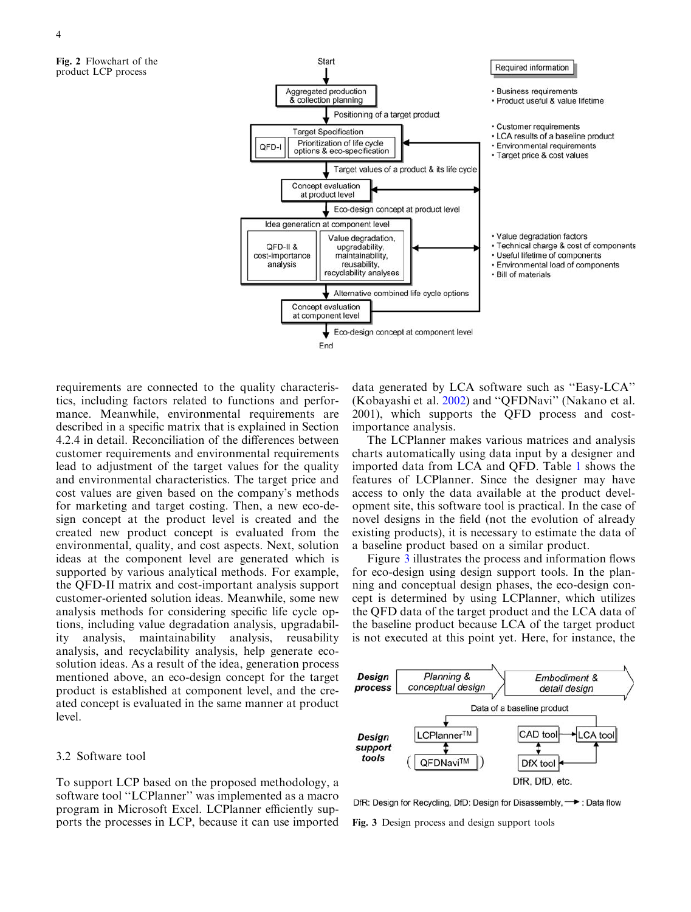Fig. 2 Flowchart of the product LCP process

Fig. 3 Design process and design support tools

requirements are connected to the quality characteristics, including factors related to functions and performance. Meanwhile, environmental requirements are described in a specific matrix that is explained in Section 4.2.4 in detail. Reconciliation of the differences between customer requirements and environmental requirements lead to adjustment of the target values for the quality and environmental characteristics. The target price and cost values are given based on the company's methods for marketing and target costing. Then, a new eco-design concept at the product level is created and the created new product concept is evaluated from the environmental, quality, and cost aspects. Next, solution ideas at the component level are generated which is supported by various analytical methods. For example, the QFD-II matrix and cost-important analysis support customer-oriented solution ideas. Meanwhile, some new analysis methods for considering specific life cycle options, including value degradation analysis, upgradability analysis, maintainability analysis, reusability analysis, and recyclability analysis, help generate eco-solution ideas. As a result of the idea, generation process mentioned above, an eco-design concept for the target product is established at component level, and the created concept is evaluated in the same manner at product level.

## 3.2 Software tool

To support LCP based on the proposed methodology, a software tool "LCPlanner" was implemented as a macro program in Microsoft Excel. LCPlanner efficiently supports the processes in LCP, because it can use imported data generated by LCA software such as "Easy-LCA" (Kobayashi et al. 2002) and "QFDNavi" (Nakano et al. 2001), which supports the QFD process and cost-importance analysis.

The LCPlanner makes various matrices and analysis charts automatically using data input by a designer and imported data from LCA and QFD. Table 1 shows the features of LCPlanner. Since the designer may have access to only the data available at the product development site, this software tool is practical. In the case of novel designs in the field (not the evolution of already existing products), it is necessary to estimate the data of a baseline product based on a similar product.

Figure 3 illustrates the process and information flows for eco-design using design support tools. In the planning and conceptual design phases, the eco-design concept is determined by using LCPlanner, which utilizes the QFD data of the target product and the LCA data of the baseline product because LCA of the target product is not executed at this point yet. Here, for instance, the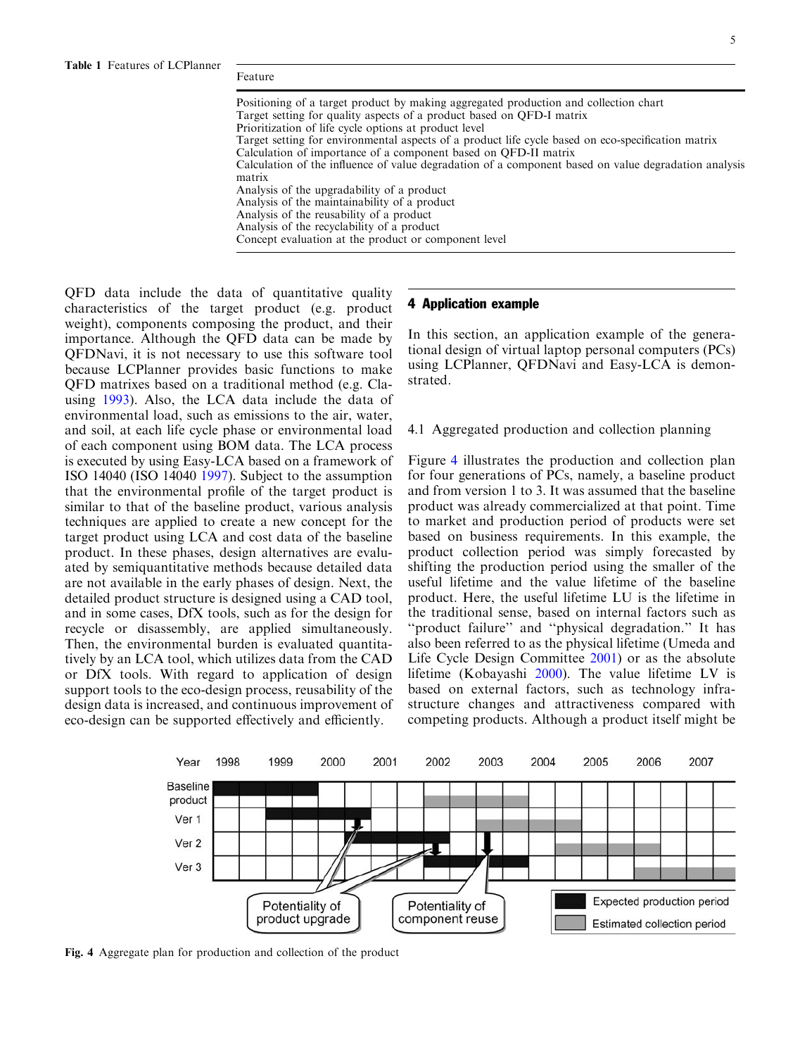Table 1 Features of LCPlanner

| Feature |
| --- |
| Positioning of a target product by making aggregated production and collection chart |
| Target setting for quality aspects of a product based on QFD-I matrix |
| Prioritization of life cycle options at product level |
| Target setting for environmental aspects of a product life cycle based on eco-specification matrix |
| Calculation of importance of a component based on QFD-II matrix |
| Calculation of the influence of value degradation of a component based on value degradation analysis matrix |
| Analysis of the upgradability of a product |
| Analysis of the maintainability of a product |
| Analysis of the reusability of a product |
| Analysis of the recyclability of a product |
| Concept evaluation at the product or component level |

QFD data include the data of quantitative quality characteristics of the target product (e.g. product weight), components composing the product, and their importance. Although the QFD data can be made by QFDNavi, it is not necessary to use this software tool because LCPlanner provides basic functions to make QFD matrixes based on a traditional method (e.g. Clausing 1993). Also, the LCA data include the data of environmental load, such as emissions to the air, water, and soil, at each life cycle phase or environmental load of each component using BOM data. The LCA process is executed by using Easy-LCA based on a framework of ISO 14040 (ISO 14040 1997). Subject to the assumption that the environmental profile of the target product is similar to that of the baseline product, various analysis techniques are applied to create a new concept for the target product using LCA and cost data of the baseline product. In these phases, design alternatives are evaluated by semiquantitative methods because detailed data are not available in the early phases of design. Next, the detailed product structure is designed using a CAD tool, and in some cases, DfX tools, such as for the design for recycle or disassembly, are applied simultaneously. Then, the environmental burden is evaluated quantitatively by an LCA tool, which utilizes data from the CAD or DfX tools. With regard to application of design support tools to the eco-design process, reusability of the design data is increased, and continuous improvement of eco-design can be supported effectively and efficiently.

## 4 Application example

In this section, an application example of the generational design of virtual laptop personal computers (PCs) using LCPlanner, QFDNavi and Easy-LCA is demonstrated.

### 4.1 Aggregated production and collection planning

Figure 4 illustrates the production and collection plan for four generations of PCs, namely, a baseline product and from version 1 to 3. It was assumed that the baseline product was already commercialized at that point. Time to market and production period of products were set based on business requirements. In this example, the product collection period was simply forecasted by shifting the production period using the smaller of the useful lifetime and the value lifetime of the baseline product. Here, the useful lifetime LU is the lifetime in the traditional sense, based on internal factors such as "product failure" and "physical degradation." It has also been referred to as the physical lifetime (Umeda and Life Cycle Design Committee 2001) or as the absolute lifetime (Kobayashi 2000). The value lifetime LV is based on external factors, such as technology infrastructure changes and attractiveness compared with competing products. Although a product itself might be

Fig. 4 Aggregate plan for production and collection of the product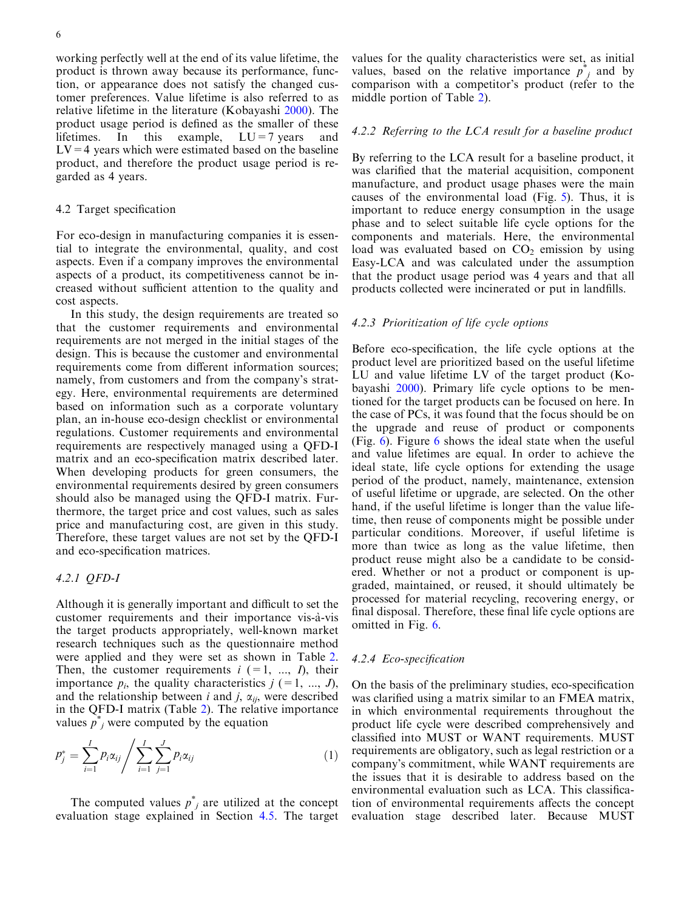working perfectly well at the end of its value lifetime, the product is thrown away because its performance, function, or appearance does not satisfy the changed customer preferences. Value lifetime is also referred to as relative lifetime in the literature (Kobayashi 2000). The product usage period is defined as the smaller of these lifetimes. In this example, LU = 7 years and LV = 4 years which were estimated based on the baseline product, and therefore the product usage period is regarded as 4 years.

### 4.2 Target specification

For eco-design in manufacturing companies it is essential to integrate the environmental, quality, and cost aspects. Even if a company improves the environmental aspects of a product, its competitiveness cannot be increased without sufficient attention to the quality and cost aspects.

In this study, the design requirements are treated so that the customer requirements and environmental requirements are not merged in the initial stages of the design. This is because the customer and environmental requirements come from different information sources; namely, from customers and from the company's strategy. Here, environmental requirements are determined based on information such as a corporate voluntary plan, an in-house eco-design checklist or environmental regulations. Customer requirements and environmental requirements are respectively managed using a QFD-I matrix and an eco-specification matrix described later. When developing products for green consumers, the environmental requirements desired by green consumers should also be managed using the QFD-I matrix. Furthermore, the target price and cost values, such as sales price and manufacturing cost, are given in this study. Therefore, these target values are not set by the QFD-I and eco-specification matrices.

#### *4.2.1 QFD-I*

Although it is generally important and difficult to set the customer requirements and their importance vis-à-vis the target products appropriately, well-known market research techniques such as the questionnaire method were applied and they were set as shown in Table 2. Then, the customer requirements $i$ (= 1, ..., $I$), their importance $p_i$, the quality characteristics $j$ (= 1, ..., $J$), and the relationship between $i$ and $j$, $\alpha_{ij}$, were described in the QFD-I matrix (Table 2). The relative importance values $p^*_j$ were computed by the equation

$$p_j^* = \sum_{i=1}^{I} p_i \alpha_{ij} \bigg/ \sum_{i=1}^{I} \sum_{j=1}^{J} p_i \alpha_{ij} \tag{1}$$

The computed values $p^*_j$ are utilized at the concept evaluation stage explained in Section 4.5. The target values for the quality characteristics were set, as initial values, based on the relative importance $p^*_j$ and by comparison with a competitor's product (refer to the middle portion of Table 2).

#### *4.2.2 Referring to the LCA result for a baseline product*

By referring to the LCA result for a baseline product, it was clarified that the material acquisition, component manufacture, and product usage phases were the main causes of the environmental load (Fig. 5). Thus, it is important to reduce energy consumption in the usage phase and to select suitable life cycle options for the components and materials. Here, the environmental load was evaluated based on $CO_2$ emission by using Easy-LCA and was calculated under the assumption that the product usage period was 4 years and that all products collected were incinerated or put in landfills.

#### *4.2.3 Prioritization of life cycle options*

Before eco-specification, the life cycle options at the product level are prioritized based on the useful lifetime LU and value lifetime LV of the target product (Kobayashi 2000). Primary life cycle options to be mentioned for the target products can be focused on here. In the case of PCs, it was found that the focus should be on the upgrade and reuse of product or components (Fig. 6). Figure 6 shows the ideal state when the useful and value lifetimes are equal. In order to achieve the ideal state, life cycle options for extending the usage period of the product, namely, maintenance, extension of useful lifetime or upgrade, are selected. On the other hand, if the useful lifetime is longer than the value lifetime, then reuse of components might be possible under particular conditions. Moreover, if useful lifetime is more than twice as long as the value lifetime, then product reuse might also be a candidate to be considered. Whether or not a product or component is upgraded, maintained, or reused, it should ultimately be processed for material recycling, recovering energy, or final disposal. Therefore, these final life cycle options are omitted in Fig. 6.

#### *4.2.4 Eco-specification*

On the basis of the preliminary studies, eco-specification was clarified using a matrix similar to an FMEA matrix, in which environmental requirements throughout the product life cycle were described comprehensively and classified into MUST or WANT requirements. MUST requirements are obligatory, such as legal restriction or a company's commitment, while WANT requirements are the issues that it is desirable to address based on the environmental evaluation such as LCA. This classification of environmental requirements affects the concept evaluation stage described later. Because MUST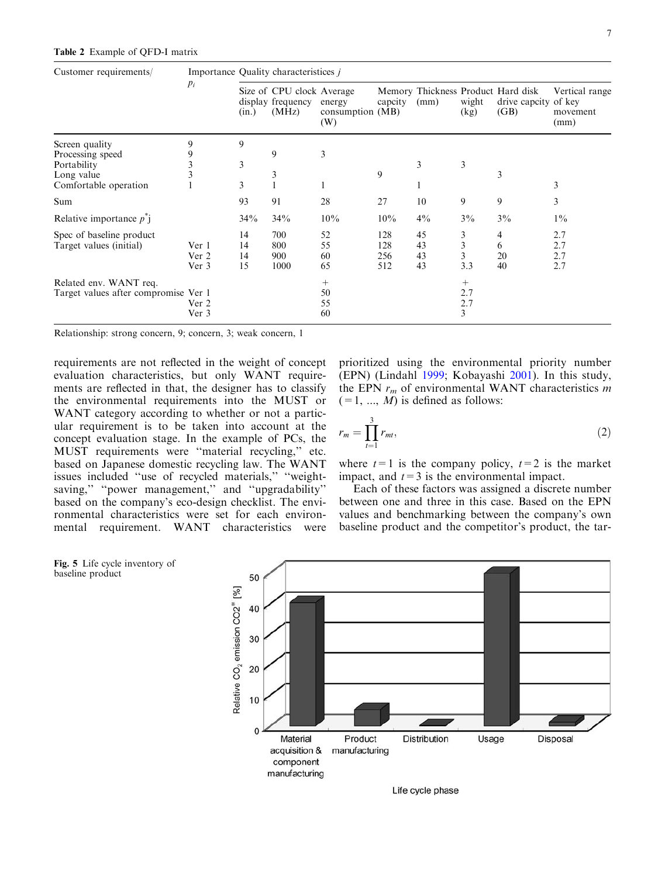Table 2 Example of QFD-I matrix

| Customer requirements/ | Importance $p_i$ | Quality characteristics $j$ | | | | | | | |
|---|---|---|---|---|---|---|---|---|---|
| | | Size of display (in.) | CPU clock frequency (MHz) | Average energy consumption (W) | Memory capcity (MB) | Thickness (mm) | Product wight (kg) | Hard disk drive capcity (GB) | Vertical range of key movement (mm) |
| Screen quality | 9 | 9 | | | | | | | |
| Processing speed | 9 | | 9 | 3 | | | | | |
| Portability | 3 | 3 | | | | 3 | 3 | | |
| Long value | 3 | | 3 | | 9 | | | 3 | |
| Comfortable operation | 1 | 3 | 1 | 1 | | 1 | | | 3 |
| Sum | | 93 | 91 | 28 | 27 | 10 | 9 | 9 | 3 |
| Relative importance $p^*_j$ | | 34% | 34% | 10% | 10% | 4% | 3% | 3% | 1% |
| Spec of baseline product | | 14 | 700 | 52 | 128 | 45 | 3 | 4 | 2.7 |
| Target values (initial) | Ver 1 | 14 | 800 | 55 | 128 | 43 | 3 | 6 | 2.7 |
| | Ver 2 | 14 | 900 | 60 | 256 | 43 | 3 | 20 | 2.7 |
| | Ver 3 | 15 | 1000 | 65 | 512 | 43 | 3.3 | 40 | 2.7 |
| Related env. WANT req. | | | | + | | | + | | |
| Target values after compromise | Ver 1 | | | 50 | | | 2.7 | | |
| | Ver 2 | | | 55 | | | 2.7 | | |
| | Ver 3 | | | 60 | | | 3 | | |

Relationship: strong concern, 9; concern, 3; weak concern, 1

requirements are not reflected in the weight of concept evaluation characteristics, but only WANT requirements are reflected in that, the designer has to classify the environmental requirements into the MUST or WANT category according to whether or not a particular requirement is to be taken into account at the concept evaluation stage. In the example of PCs, the MUST requirements were "material recycling," etc. based on Japanese domestic recycling law. The WANT issues included "use of recycled materials," "weight-saving," "power management," and "upgradability" based on the company's eco-design checklist. The environmental characteristics were set for each environmental requirement. WANT characteristics were prioritized using the environmental priority number (EPN) (Lindahl 1999; Kobayashi 2001). In this study, the EPN $r_m$ of environmental WANT characteristics $m$ ($=1, \ldots, M$) is defined as follows:

$$r_m = \prod_{t=1}^{3} r_{mt}, \tag{2}$$

where $t=1$ is the company policy, $t=2$ is the market impact, and $t=3$ is the environmental impact.

Each of these factors was assigned a discrete number between one and three in this case. Based on the EPN values and benchmarking between the company's own baseline product and the competitor's product, the tar-

Fig. 5 Life cycle inventory of baseline product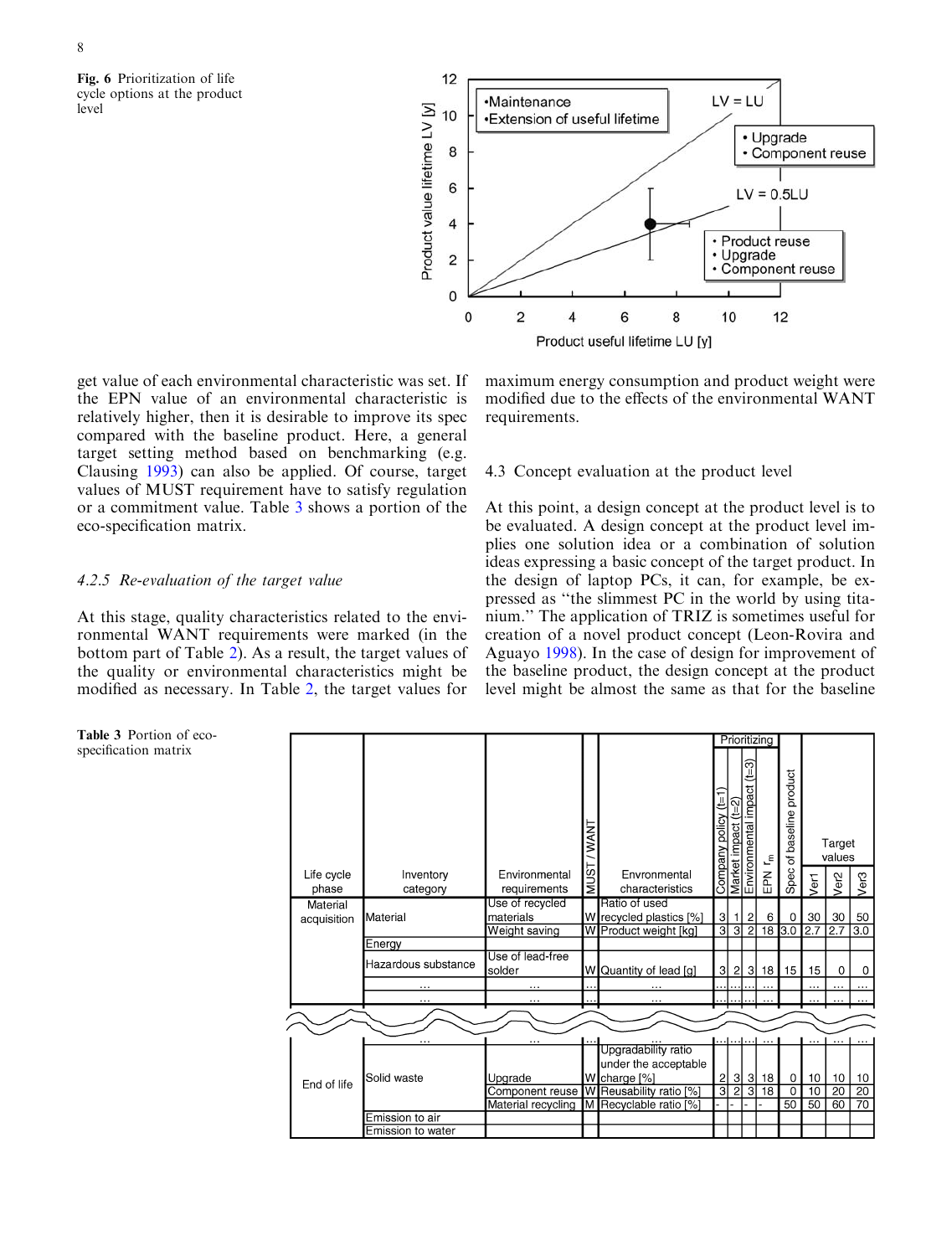Fig. 6 Prioritization of life cycle options at the product level

get value of each environmental characteristic was set. If the EPN value of an environmental characteristic is relatively higher, then it is desirable to improve its spec compared with the baseline product. Here, a general target setting method based on benchmarking (e.g. Clausing 1993) can also be applied. Of course, target values of MUST requirement have to satisfy regulation or a commitment value. Table 3 shows a portion of the eco-specification matrix.

### 4.2.5 *Re-evaluation of the target value*

At this stage, quality characteristics related to the environmental WANT requirements were marked (in the bottom part of Table 2). As a result, the target values of the quality or environmental characteristics might be modified as necessary. In Table 2, the target values for maximum energy consumption and product weight were modified due to the effects of the environmental WANT requirements.

## 4.3 Concept evaluation at the product level

At this point, a design concept at the product level is to be evaluated. A design concept at the product level implies one solution idea or a combination of solution ideas expressing a basic concept of the target product. In the design of laptop PCs, it can, for example, be expressed as ''the slimmest PC in the world by using titanium.'' The application of TRIZ is sometimes useful for creation of a novel product concept (Leon-Rovira and Aguayo 1998). In the case of design for improvement of the baseline product, the design concept at the product level might be almost the same as that for the baseline

Table 3 Portion of eco-specification matrix

| Life cycle phase | Inventory category | Environmental requirements | MUST / WANT | Envronmental characteristics | Prioritizing: Company policy (t=1) | Prioritizing: Market impact (t=2) | Prioritizing: Environmental impact (t=3) | Prioritizing: EPN $r_m$ | Spec of baseline product | Target values: Ver1 | Target values: Ver2 | Target values: Ver3 |
|---|---|---|---|---|---|---|---|---|---|---|---|---|
| Material acquisition | Material | Use of recycled materials | W | Ratio of used recycled plastics [%] | 3 | 1 | 2 | 6 | 0 | 30 | 30 | 50 |
| | | Weight saving | W | Product weight [kg] | 3 | 3 | 2 | 18 | 3.0 | 2.7 | 2.7 | 3.0 |
| | Energy | | | | | | | | | | | |
| | Hazardous substance | Use of lead-free solder | W | Quantity of lead [g] | 3 | 2 | 3 | 18 | 15 | 15 | 0 | 0 |
| | ... | ... | ... | ... | ... | ... | ... | ... | | ... | ... | ... |
| | ... | ... | ... | ... | ... | ... | ... | ... | | ... | ... | ... |
| | ... | ... | ... | ... | ... | ... | ... | ... | | ... | ... | ... |
| End of life | Solid waste | Upgrade | W | Upgradability ratio under the acceptable charge [%] | 2 | 3 | 3 | 18 | 0 | 10 | 10 | 10 |
| | | Component reuse | W | Reusability ratio [%] | 3 | 2 | 3 | 18 | 0 | 10 | 20 | 20 |
| | | Material recycling | M | Recyclable ratio [%] | - | - | - | - | 50 | 50 | 60 | 70 |
| | Emission to air | | | | | | | | | | | |
| | Emission to water | | | | | | | | | | | |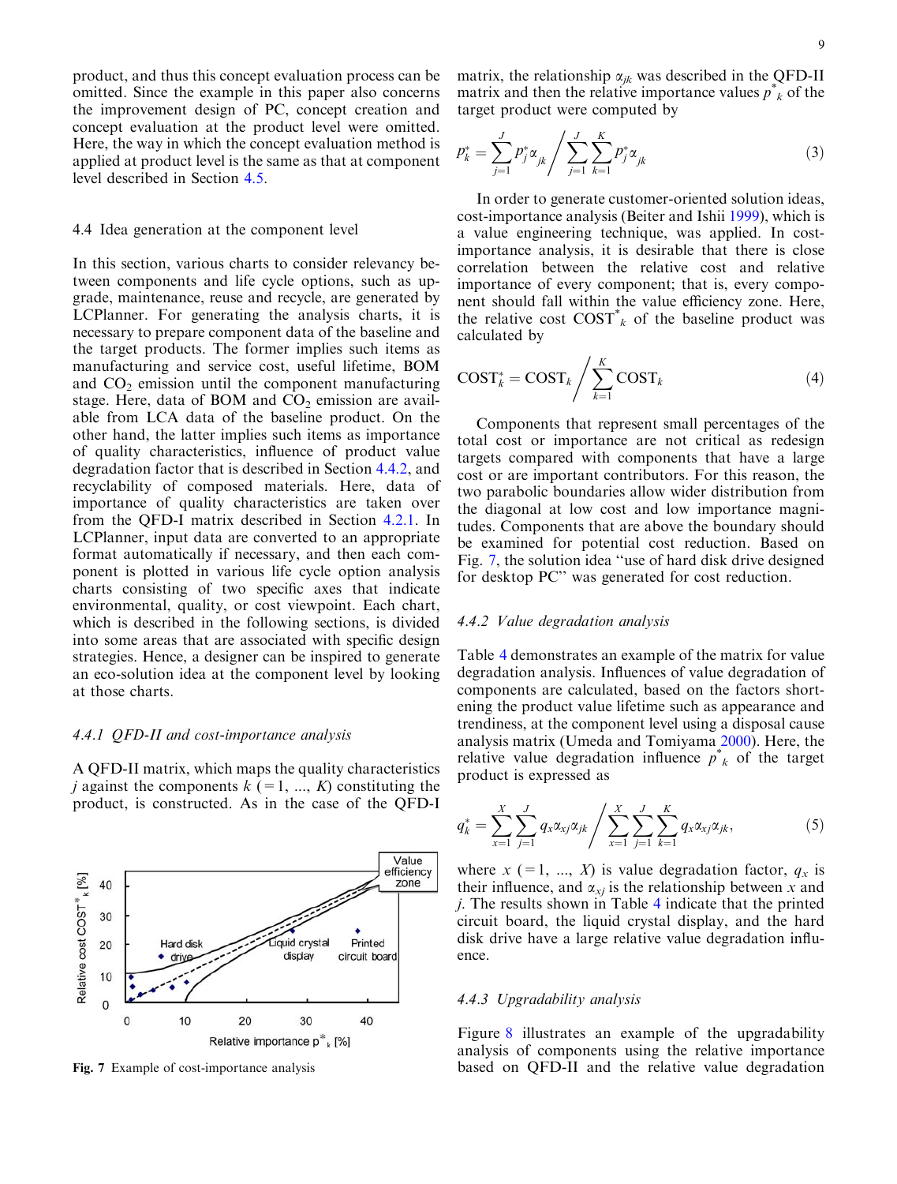product, and thus this concept evaluation process can be omitted. Since the example in this paper also concerns the improvement design of PC, concept creation and concept evaluation at the product level were omitted. Here, the way in which the concept evaluation method is applied at product level is the same as that at component level described in Section 4.5.

### 4.4 Idea generation at the component level

In this section, various charts to consider relevancy between components and life cycle options, such as upgrade, maintenance, reuse and recycle, are generated by LCPlanner. For generating the analysis charts, it is necessary to prepare component data of the baseline and the target products. The former implies such items as manufacturing and service cost, useful lifetime, BOM and $CO_2$ emission until the component manufacturing stage. Here, data of BOM and $CO_2$ emission are available from LCA data of the baseline product. On the other hand, the latter implies such items as importance of quality characteristics, influence of product value degradation factor that is described in Section 4.4.2, and recyclability of composed materials. Here, data of importance of quality characteristics are taken over from the QFD-I matrix described in Section 4.2.1. In LCPlanner, input data are converted to an appropriate format automatically if necessary, and then each component is plotted in various life cycle option analysis charts consisting of two specific axes that indicate environmental, quality, or cost viewpoint. Each chart, which is described in the following sections, is divided into some areas that are associated with specific design strategies. Hence, a designer can be inspired to generate an eco-solution idea at the component level by looking at those charts.

#### *4.4.1 QFD-II and cost-importance analysis*

A QFD-II matrix, which maps the quality characteristics $j$ against the components $k$ (=1, ..., $K$) constituting the product, is constructed. As in the case of the QFD-I matrix, the relationship $\alpha_{jk}$ was described in the QFD-II matrix and then the relative importance values $p^*_k$ of the target product were computed by

$$p^*_k = \sum_{j=1}^{J} p^*_j \alpha_{jk} \Bigg/ \sum_{j=1}^{J} \sum_{k=1}^{K} p^*_j \alpha_{jk} \tag{3}$$

In order to generate customer-oriented solution ideas, cost-importance analysis (Beiter and Ishii 1999), which is a value engineering technique, was applied. In cost-importance analysis, it is desirable that there is close correlation between the relative cost and relative importance of every component; that is, every component should fall within the value efficiency zone. Here, the relative cost $\mathrm{COST}^*_k$ of the baseline product was calculated by

$$\mathrm{COST}^*_k = \mathrm{COST}_k \Bigg/ \sum_{k=1}^{K} \mathrm{COST}_k \tag{4}$$

Components that represent small percentages of the total cost or importance are not critical as redesign targets compared with components that have a large cost or are important contributors. For this reason, the two parabolic boundaries allow wider distribution from the diagonal at low cost and low importance magnitudes. Components that are above the boundary should be examined for potential cost reduction. Based on Fig. 7, the solution idea "use of hard disk drive designed for desktop PC" was generated for cost reduction.

**Fig. 7** Example of cost-importance analysis

#### *4.4.2 Value degradation analysis*

Table 4 demonstrates an example of the matrix for value degradation analysis. Influences of value degradation of components are calculated, based on the factors shortening the product value lifetime such as appearance and trendiness, at the component level using a disposal cause analysis matrix (Umeda and Tomiyama 2000). Here, the relative value degradation influence $p^*_k$ of the target product is expressed as

$$q^*_k = \sum_{x=1}^{X} \sum_{j=1}^{J} q_x \alpha_{xj} \alpha_{jk} \Bigg/ \sum_{x=1}^{X} \sum_{j=1}^{J} \sum_{k=1}^{K} q_x \alpha_{xj} \alpha_{jk}, \tag{5}$$

where $x$ (=1, ..., $X$) is value degradation factor, $q_x$ is their influence, and $\alpha_{xj}$ is the relationship between $x$ and $j$. The results shown in Table 4 indicate that the printed circuit board, the liquid crystal display, and the hard disk drive have a large relative value degradation influence.

#### *4.4.3 Upgradability analysis*

Figure 8 illustrates an example of the upgradability analysis of components using the relative importance based on QFD-II and the relative value degradation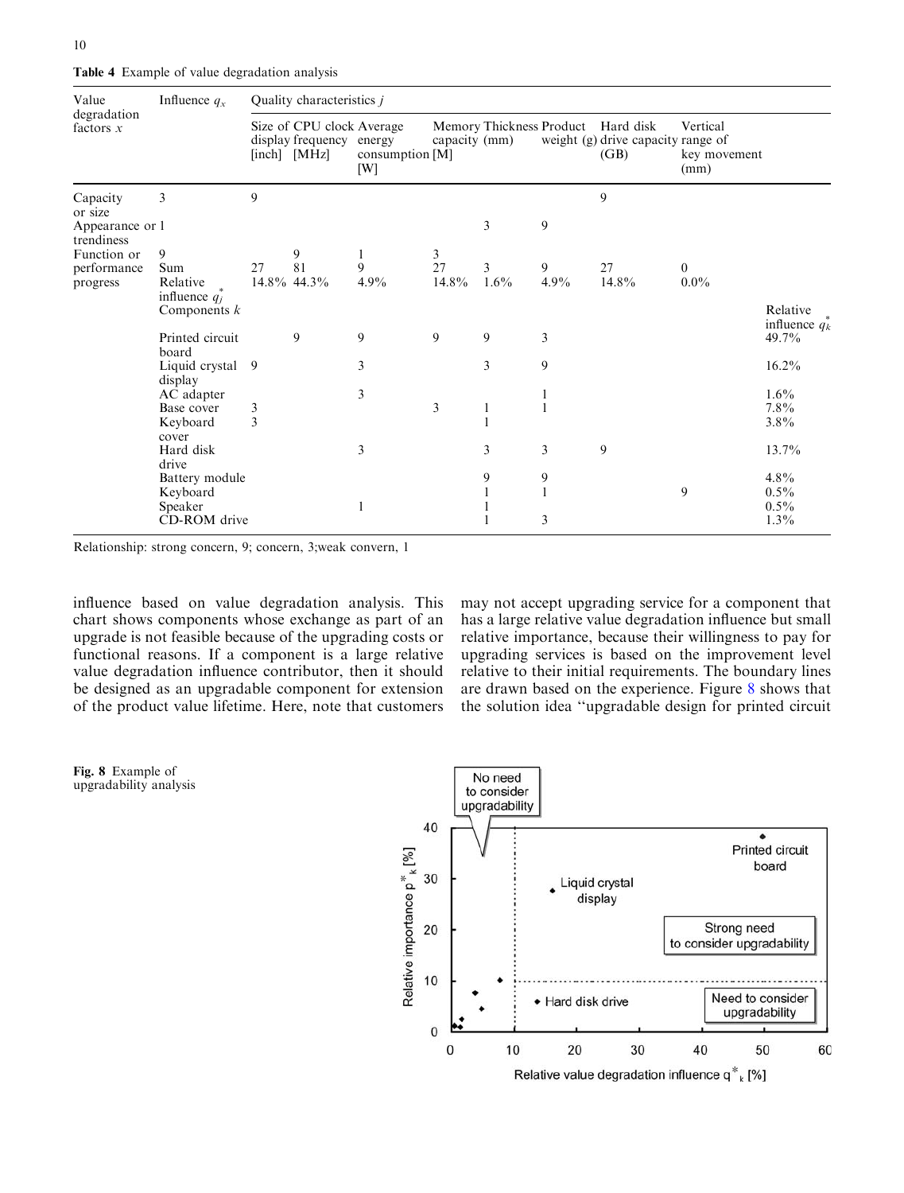**Table 4** Example of value degradation analysis

| Value degradation factors $x$ | Influence $q_x$ | Quality characteristics $j$ | | | | | | | | |
|---|---|---|---|---|---|---|---|---|---|---|
| | | Size of display [inch] | CPU clock frequency [MHz] | Average energy consumption [W] | Memory capacity [M] | Thickness (mm) | Product weight (g) | Hard disk drive capacity (GB) | Vertical range of key movement (mm) | |
| Capacity or size | 3 | 9 | | | | | | 9 | | |
| Appearance or trendiness | 1 | | | | | 3 | 9 | | | |
| Function or performance progress | 9 | | 9 | 1 | 3 | | | | | |
| | Sum | 27 | 81 | 9 | 27 | 3 | 9 | 27 | 0 | |
| | Relative influence $q_j^*$ | 14.8% | 44.3% | 4.9% | 14.8% | 1.6% | 4.9% | 14.8% | 0.0% | |
| | Components $k$ | | | | | | | | | Relative influence $q_k^*$ |
| | Printed circuit board | | 9 | 9 | 9 | 9 | 3 | | | 49.7% |
| | Liquid crystal display | 9 | | 3 | | 3 | 9 | | | 16.2% |
| | AC adapter | | | 3 | | | 1 | | | 1.6% |
| | Base cover | 3 | | | 3 | 1 | 1 | | | 7.8% |
| | Keyboard cover | 3 | | | | 1 | | | | 3.8% |
| | Hard disk drive | | | 3 | | 3 | 3 | 9 | | 13.7% |
| | Battery module | | | | | 9 | 9 | | | 4.8% |
| | Keyboard | | | | | 1 | 1 | | 9 | 0.5% |
| | Speaker | | | 1 | | 1 | | | | 0.5% |
| | CD-ROM drive | | | | | 1 | 3 | | | 1.3% |

Relationship: strong concern, 9; concern, 3;weak convern, 1

influence based on value degradation analysis. This chart shows components whose exchange as part of an upgrade is not feasible because of the upgrading costs or functional reasons. If a component is a large relative value degradation influence contributor, then it should be designed as an upgradable component for extension of the product value lifetime. Here, note that customers may not accept upgrading service for a component that has a large relative value degradation influence but small relative importance, because their willingness to pay for upgrading services is based on the improvement level relative to their initial requirements. The boundary lines are drawn based on the experience. Figure 8 shows that the solution idea "upgradable design for printed circuit

**Fig. 8** Example of upgradability analysis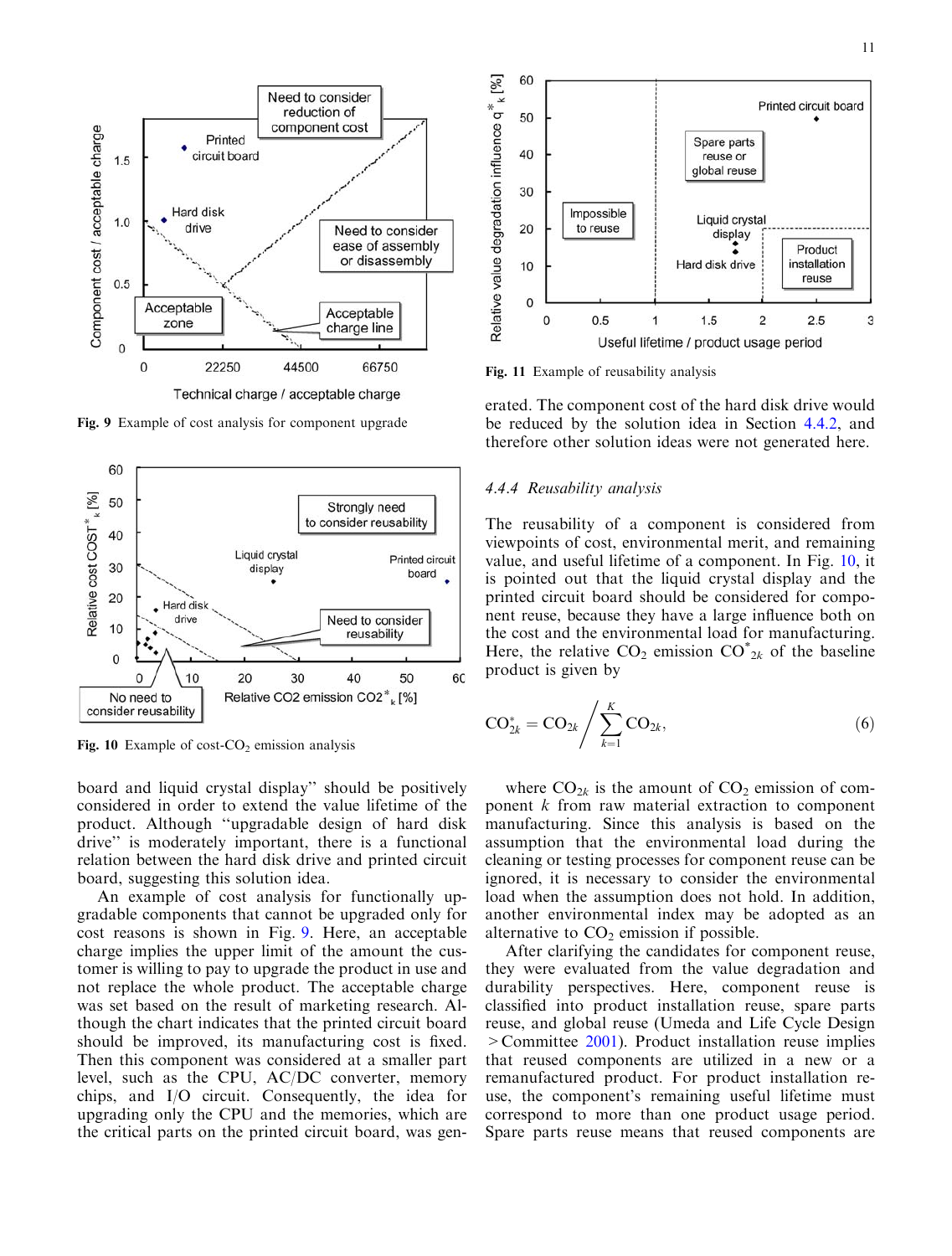Fig. 9 Example of cost analysis for component upgrade

Fig. 10 Example of cost-$CO_2$ emission analysis

board and liquid crystal display'' should be positively considered in order to extend the value lifetime of the product. Although ''upgradable design of hard disk drive'' is moderately important, there is a functional relation between the hard disk drive and printed circuit board, suggesting this solution idea.

An example of cost analysis for functionally upgradable components that cannot be upgraded only for cost reasons is shown in Fig. 9. Here, an acceptable charge implies the upper limit of the amount the customer is willing to pay to upgrade the product in use and not replace the whole product. The acceptable charge was set based on the result of marketing research. Although the chart indicates that the printed circuit board should be improved, its manufacturing cost is fixed. Then this component was considered at a smaller part level, such as the CPU, AC/DC converter, memory chips, and I/O circuit. Consequently, the idea for upgrading only the CPU and the memories, which are the critical parts on the printed circuit board, was generated. The component cost of the hard disk drive would be reduced by the solution idea in Section 4.4.2, and therefore other solution ideas were not generated here.

Fig. 11 Example of reusability analysis

### 4.4.4 Reusability analysis

The reusability of a component is considered from viewpoints of cost, environmental merit, and remaining value, and useful lifetime of a component. In Fig. 10, it is pointed out that the liquid crystal display and the printed circuit board should be considered for component reuse, because they have a large influence both on the cost and the environmental load for manufacturing. Here, the relative $CO_2$ emission $CO^*_{2k}$ of the baseline product is given by

$$CO^*_{2k} = CO_{2k} \Big/ \sum_{k=1}^{K} CO_{2k}, \tag{6}$$

where $CO_{2k}$ is the amount of $CO_2$ emission of component $k$ from raw material extraction to component manufacturing. Since this analysis is based on the assumption that the environmental load during the cleaning or testing processes for component reuse can be ignored, it is necessary to consider the environmental load when the assumption does not hold. In addition, another environmental index may be adopted as an alternative to $CO_2$ emission if possible.

After clarifying the candidates for component reuse, they were evaluated from the value degradation and durability perspectives. Here, component reuse is classified into product installation reuse, spare parts reuse, and global reuse (Umeda and Life Cycle Design >Committee 2001). Product installation reuse implies that reused components are utilized in a new or a remanufactured product. For product installation reuse, the component's remaining useful lifetime must correspond to more than one product usage period. Spare parts reuse means that reused components are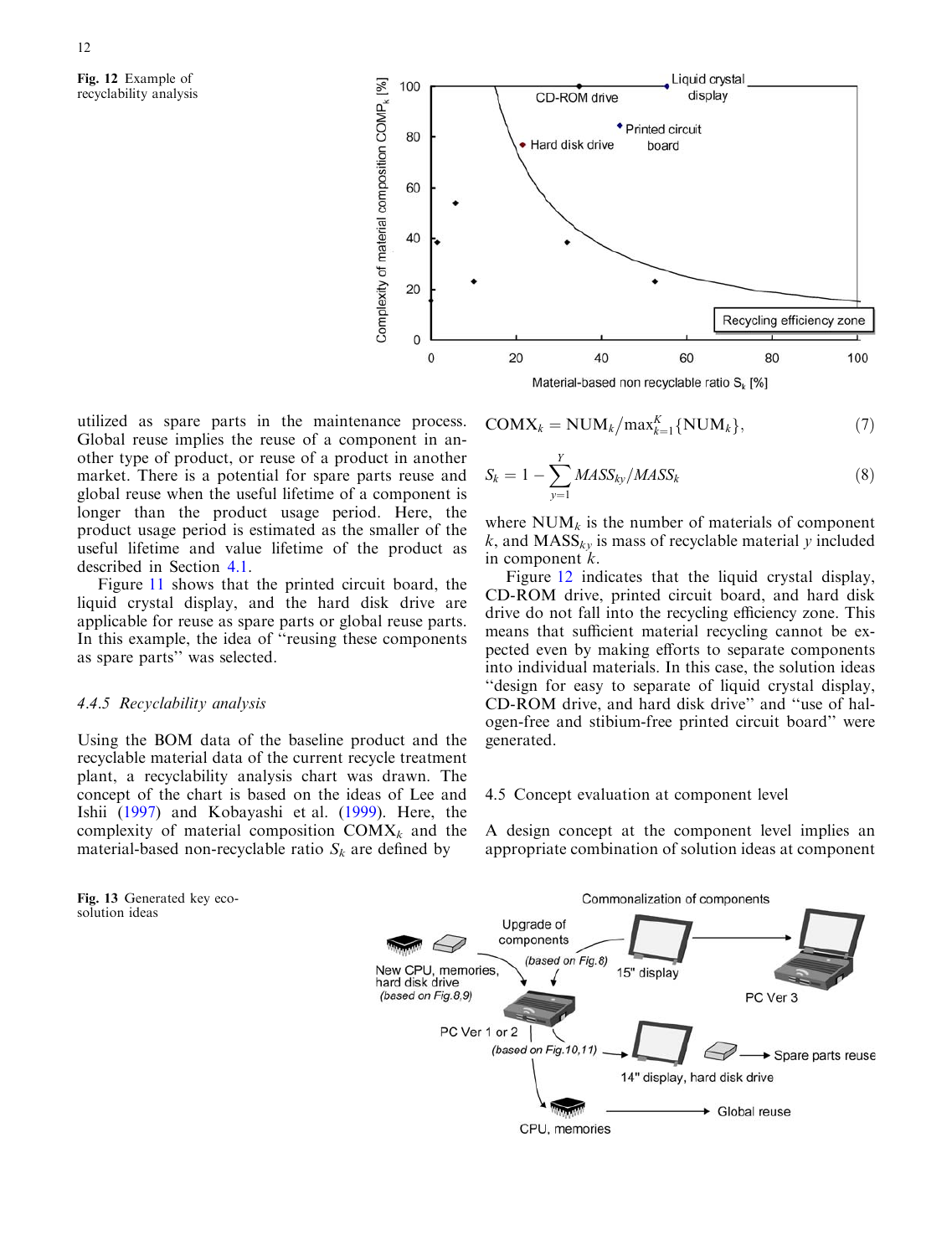Fig. 12 Example of recyclability analysis

Fig. 13 Generated key eco-solution ideas

utilized as spare parts in the maintenance process. Global reuse implies the reuse of a component in another type of product, or reuse of a product in another market. There is a potential for spare parts reuse and global reuse when the useful lifetime of a component is longer than the product usage period. Here, the product usage period is estimated as the smaller of the useful lifetime and value lifetime of the product as described in Section 4.1.

Figure 11 shows that the printed circuit board, the liquid crystal display, and the hard disk drive are applicable for reuse as spare parts or global reuse parts. In this example, the idea of "reusing these components as spare parts" was selected.

### 4.4.5 Recyclability analysis

Using the BOM data of the baseline product and the recyclable material data of the current recycle treatment plant, a recyclability analysis chart was drawn. The concept of the chart is based on the ideas of Lee and Ishii (1997) and Kobayashi et al. (1999). Here, the complexity of material composition $COMX_k$ and the material-based non-recyclable ratio $S_k$ are defined by

$$\mathrm{COMX}_k = \mathrm{NUM}_k / \max_{k=1}^{K}\{\mathrm{NUM}_k\}, \tag{7}$$

$$S_k = 1 - \sum_{y=1}^{Y} MASS_{ky}/MASS_k \tag{8}$$

where $\mathrm{NUM}_k$ is the number of materials of component $k$, and $\mathrm{MASS}_{ky}$ is mass of recyclable material $y$ included in component $k$.

Figure 12 indicates that the liquid crystal display, CD-ROM drive, printed circuit board, and hard disk drive do not fall into the recycling efficiency zone. This means that sufficient material recycling cannot be expected even by making efforts to separate components into individual materials. In this case, the solution ideas "design for easy to separate of liquid crystal display, CD-ROM drive, and hard disk drive" and "use of halogen-free and stibium-free printed circuit board" were generated.

## 4.5 Concept evaluation at component level

A design concept at the component level implies an appropriate combination of solution ideas at component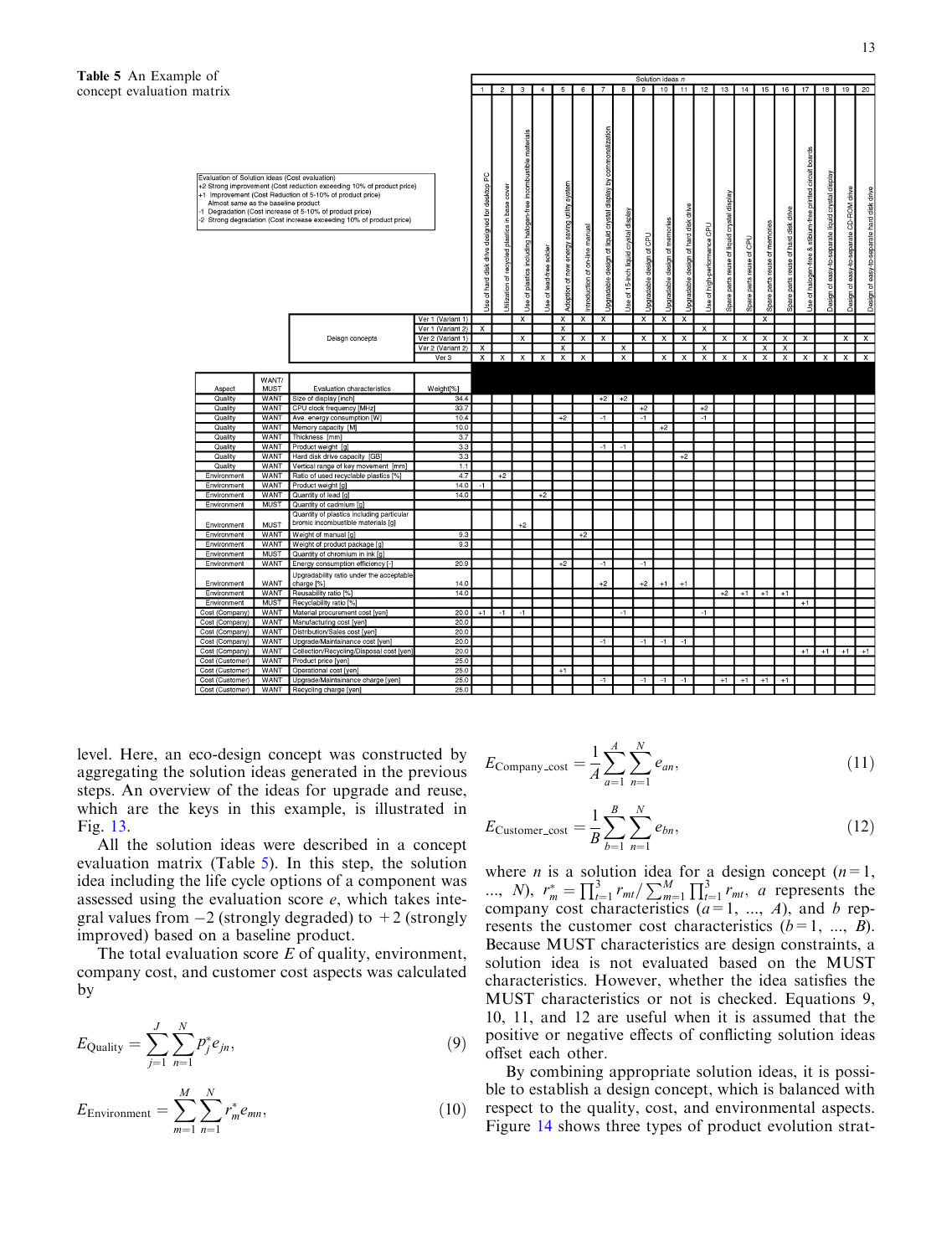**Table 5** An Example of concept evaluation matrix

Evaluation of Solution ideas (Cost evaluation)
+2 Strong improvement (Cost reduction exceeding 10% of product price)
+1 Improvement (Cost Reduction of 5-10% of product price)
Almost same as the baseline product
-1 Degradation (Cost increase of 5-10% of product price)
-2 Strong degradation (Cost increase exceeding 10% of product price)

Solution ideas $n$:

1. Use of hard disk drive designed for desktop PC
2. Utilization of recycled plastics in base cover
3. Use of plastics including halogen-free incombustible materials
4. Use of lead-free solder
5. Adoption of new energy saving utility system
6. Introduction of on-line manual
7. Upgradable design of liquid crystal display by commonalization
8. Use of 15-inch liquid crystal display
9. Upgradable design of CPU
10. Upgradable design of memories
11. Upgradable design of hard disk drive
12. Use of high-performance CPU
13. Spare parts reuse of liquid crystal display
14. Spare parts reuse of CPU
15. Spare parts reuse of memories
16. Spare parts reuse of hard disk drive
17. Use of halogen-free & stibium-free printed circuit boards
18. Design of easy-to-separate liquid crystal display
19. Design of easy-to-separate CD-ROM drive
20. Design of easy-to-separate hard disk drive

| | | | | Solution ideas n | | | | | | | | | | | | | | | | | | | |
|---|---|---|---|---|---|---|---|---|---|---|---|---|---|---|---|---|---|---|---|---|---|---|---|
| | | | | 1 | 2 | 3 | 4 | 5 | 6 | 7 | 8 | 9 | 10 | 11 | 12 | 13 | 14 | 15 | 16 | 17 | 18 | 19 | 20 |
| Design concepts | | | Ver 1 (Variant 1) | | | X | | X | X | X | | X | X | X | | | | X | | | | | |
| | | | Ver 1 (Variant 2) | X | | | | X | | | | | | | X | | | | | | | | |
| | | | Ver 2 (Variant 1) | | | X | | X | X | X | | X | X | X | | X | X | X | X | X | | X | X |
| | | | Ver 2 (Variant 2) | X | | | | X | | | X | | | | X | | | X | X | | | | |
| | | | Ver 3 | X | X | X | X | X | X | | X | | X | X | X | X | X | X | X | X | X | X | X |
| **Aspect** | **WANT/ MUST** | **Evaluation characteristics** | **Weight[%]** | | | | | | | | | | | | | | | | | | | | |
| Quality | WANT | Size of display [inch] | 34.4 | | | | | | | +2 | +2 | | | | | | | | | | | | |
| Quality | WANT | CPU clock frequency [MHz] | 33.7 | | | | | | | | | +2 | | | +2 | | | | | | | | |
| Quality | WANT | Ave. energy consumption [W] | 10.4 | | | | | +2 | | -1 | | -1 | | | -1 | | | | | | | | |
| Quality | WANT | Memory capacity [M] | 10.0 | | | | | | | | | | +2 | | | | | | | | | | |
| Quality | WANT | Thickness [mm] | 3.7 | | | | | | | | | | | | | | | | | | | | |
| Quality | WANT | Product weight [g] | 3.3 | | | | | | | -1 | -1 | | | | | | | | | | | | |
| Quality | WANT | Hard disk drive capacity [GB] | 3.3 | | | | | | | | | | | +2 | | | | | | | | | |
| Quality | WANT | Vertical range of key movement [mm] | 1.1 | | | | | | | | | | | | | | | | | | | | |
| Environment | WANT | Ratio of used recyclable plastics [%] | 4.7 | | +2 | | | | | | | | | | | | | | | | | | |
| Environment | WANT | Product weight [g] | 14.0 | -1 | | | | | | | | | | | | | | | | | | | |
| Environment | WANT | Quantity of lead [g] | 14.0 | | | | +2 | | | | | | | | | | | | | | | | |
| Environment | MUST | Quantity of cadmium [g] | | | | | | | | | | | | | | | | | | | | | |
| Environment | MUST | Quantity of plastics including particular bromic incombustible materials [g] | | | | +2 | | | | | | | | | | | | | | | | | |
| Environment | WANT | Weight of manual [g] | 9.3 | | | | | | +2 | | | | | | | | | | | | | | |
| Environment | WANT | Weight of product package [g] | 9.3 | | | | | | | | | | | | | | | | | | | | |
| Environment | MUST | Quantity of chromium in ink [g] | | | | | | | | | | | | | | | | | | | | | |
| Environment | WANT | Energy consumption efficiency [-] | 20.9 | | | | | +2 | | -1 | | -1 | | | | | | | | | | | |
| Environment | WANT | Upgradability ratio under the acceptable charge [%] | 14.0 | | | | | | | +2 | | +2 | +1 | +1 | | | | | | | | | |
| Environment | WANT | Reusability ratio [%] | 14.0 | | | | | | | | | | | | | +2 | +1 | +1 | +1 | | | | |
| Environment | MUST | Recyclability ratio [%] | | | | | | | | | | | | | | | | | | +1 | | | |
| Cost (Company) | WANT | Material procurement cost [yen] | 20.0 | +1 | -1 | -1 | | | | | -1 | | | | -1 | | | | | | | | |
| Cost (Company) | WANT | Manufacturing cost [yen] | 20.0 | | | | | | | | | | | | | | | | | | | | |
| Cost (Company) | WANT | Distribution/Sales cost [yen] | 20.0 | | | | | | | | | | | | | | | | | | | | |
| Cost (Company) | WANT | Upgrade/Maintainance cost [yen] | 20.0 | | | | | | | -1 | | -1 | -1 | -1 | | | | | | | | | |
| Cost (Company) | WANT | Collection/Recycling/Disposal cost [yen] | 20.0 | | | | | | | | | | | | | | | | | +1 | +1 | +1 | +1 |
| Cost (Customer) | WANT | Product price [yen] | 25.0 | | | | | | | | | | | | | | | | | | | | |
| Cost (Customer) | WANT | Operational cost [yen] | 25.0 | | | | | +1 | | | | | | | | | | | | | | | |
| Cost (Customer) | WANT | Upgrade/Maintainance charge [yen] | 25.0 | | | | | | | -1 | | -1 | -1 | -1 | | +1 | +1 | +1 | +1 | | | | |
| Cost (Customer) | WANT | Recycling charge [yen] | 25.0 | | | | | | | | | | | | | | | | | | | | |

level. Here, an eco-design concept was constructed by aggregating the solution ideas generated in the previous steps. An overview of the ideas for upgrade and reuse, which are the keys in this example, is illustrated in Fig. 13.

All the solution ideas were described in a concept evaluation matrix (Table 5). In this step, the solution idea including the life cycle options of a component was assessed using the evaluation score $e$, which takes integral values from −2 (strongly degraded) to +2 (strongly improved) based on a baseline product.

The total evaluation score $E$ of quality, environment, company cost, and customer cost aspects was calculated by

$$E_{\text{Quality}} = \sum_{j=1}^{J} \sum_{n=1}^{N} p_j^* e_{jn}, \tag{9}$$

$$E_{\text{Environment}} = \sum_{m=1}^{M} \sum_{n=1}^{N} r_m^* e_{mn}, \tag{10}$$

$$E_{\text{Company\_cost}} = \frac{1}{A} \sum_{a=1}^{A} \sum_{n=1}^{N} e_{an}, \tag{11}$$

$$E_{\text{Customer\_cost}} = \frac{1}{B} \sum_{b=1}^{B} \sum_{n=1}^{N} e_{bn}, \tag{12}$$

where $n$ is a solution idea for a design concept ($n = 1, \ldots, N$), $r_m^* = \prod_{t=1}^{3} r_{mt} / \sum_{m=1}^{M} \prod_{t=1}^{3} r_{mt}$, $a$ represents the company cost characteristics ($a = 1, \ldots, A$), and $b$ represents the customer cost characteristics ($b = 1, \ldots, B$). Because MUST characteristics are design constraints, a solution idea is not evaluated based on the MUST characteristics. However, whether the idea satisfies the MUST characteristics or not is checked. Equations 9, 10, 11, and 12 are useful when it is assumed that the positive or negative effects of conflicting solution ideas offset each other.

By combining appropriate solution ideas, it is possible to establish a design concept, which is balanced with respect to the quality, cost, and environmental aspects. Figure 14 shows three types of product evolution strat-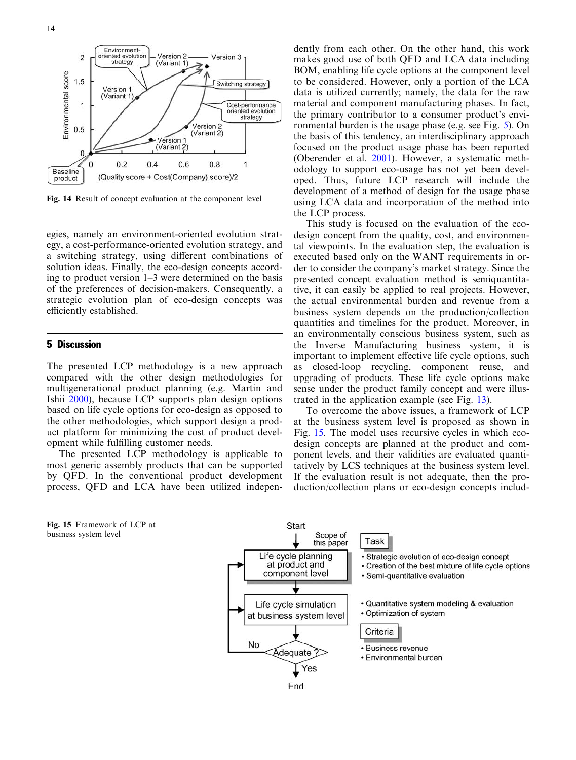Fig. 14 Result of concept evaluation at the component level

egies, namely an environment-oriented evolution strategy, a cost-performance-oriented evolution strategy, and a switching strategy, using different combinations of solution ideas. Finally, the eco-design concepts according to product version 1–3 were determined on the basis of the preferences of decision-makers. Consequently, a strategic evolution plan of eco-design concepts was efficiently established.

## 5 Discussion

The presented LCP methodology is a new approach compared with the other design methodologies for multigenerational product planning (e.g. Martin and Ishii 2000), because LCP supports plan design options based on life cycle options for eco-design as opposed to the other methodologies, which support design a product platform for minimizing the cost of product development while fulfilling customer needs.

The presented LCP methodology is applicable to most generic assembly products that can be supported by QFD. In the conventional product development process, QFD and LCA have been utilized independently from each other. On the other hand, this work makes good use of both QFD and LCA data including BOM, enabling life cycle options at the component level to be considered. However, only a portion of the LCA data is utilized currently; namely, the data for the raw material and component manufacturing phases. In fact, the primary contributor to a consumer product's environmental burden is the usage phase (e.g. see Fig. 5). On the basis of this tendency, an interdisciplinary approach focused on the product usage phase has been reported (Oberender et al. 2001). However, a systematic methodology to support eco-usage has not yet been developed. Thus, future LCP research will include the development of a method of design for the usage phase using LCA data and incorporation of the method into the LCP process.

This study is focused on the evaluation of the eco-design concept from the quality, cost, and environmental viewpoints. In the evaluation step, the evaluation is executed based only on the WANT requirements in order to consider the company's market strategy. Since the presented concept evaluation method is semiquantitative, it can easily be applied to real projects. However, the actual environmental burden and revenue from a business system depends on the production/collection quantities and timelines for the product. Moreover, in an environmentally conscious business system, such as the Inverse Manufacturing business system, it is important to implement effective life cycle options, such as closed-loop recycling, component reuse, and upgrading of products. These life cycle options make sense under the product family concept and were illustrated in the application example (see Fig. 13).

To overcome the above issues, a framework of LCP at the business system level is proposed as shown in Fig. 15. The model uses recursive cycles in which eco-design concepts are planned at the product and component levels, and their validities are evaluated quantitatively by LCS techniques at the business system level. If the evaluation result is not adequate, then the production/collection plans or eco-design concepts includ-

Fig. 15 Framework of LCP at business system level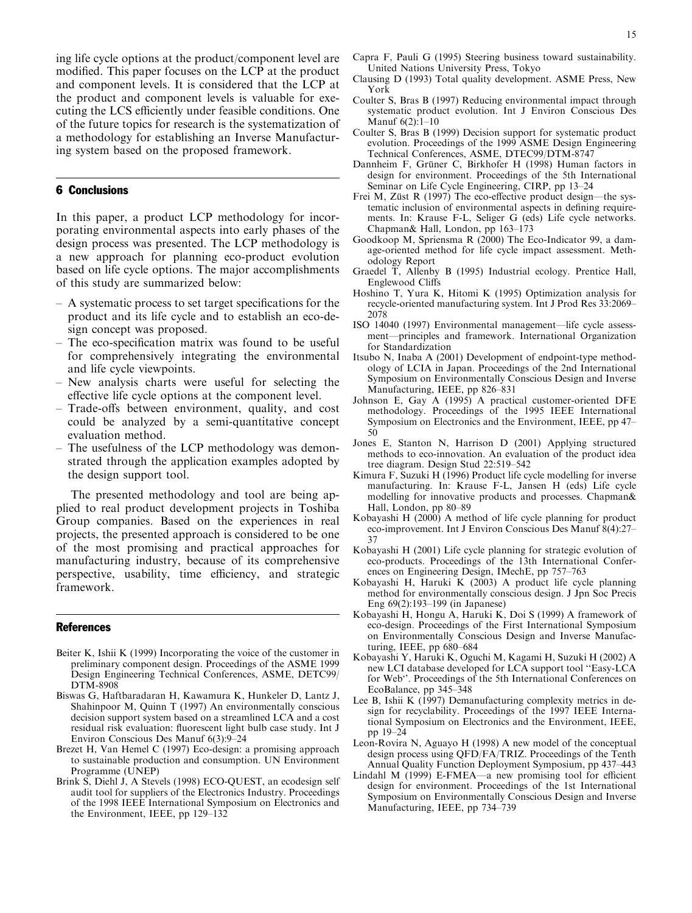ing life cycle options at the product/component level are modified. This paper focuses on the LCP at the product and component levels. It is considered that the LCP at the product and component levels is valuable for executing the LCS efficiently under feasible conditions. One of the future topics for research is the systematization of a methodology for establishing an Inverse Manufacturing system based on the proposed framework.

## 6 Conclusions

In this paper, a product LCP methodology for incorporating environmental aspects into early phases of the design process was presented. The LCP methodology is a new approach for planning eco-product evolution based on life cycle options. The major accomplishments of this study are summarized below:

- A systematic process to set target specifications for the product and its life cycle and to establish an eco-design concept was proposed.
- The eco-specification matrix was found to be useful for comprehensively integrating the environmental and life cycle viewpoints.
- New analysis charts were useful for selecting the effective life cycle options at the component level.
- Trade-offs between environment, quality, and cost could be analyzed by a semi-quantitative concept evaluation method.
- The usefulness of the LCP methodology was demonstrated through the application examples adopted by the design support tool.

The presented methodology and tool are being applied to real product development projects in Toshiba Group companies. Based on the experiences in real projects, the presented approach is considered to be one of the most promising and practical approaches for manufacturing industry, because of its comprehensive perspective, usability, time efficiency, and strategic framework.

## References

Beiter K, Ishii K (1999) Incorporating the voice of the customer in preliminary component design. Proceedings of the ASME 1999 Design Engineering Technical Conferences, ASME, DETC99/DTM-8908

Biswas G, Haftbaradaran H, Kawamura K, Hunkeler D, Lantz J, Shahinpoor M, Quinn T (1997) An environmentally conscious decision support system based on a streamlined LCA and a cost residual risk evaluation: fluorescent light bulb case study. Int J Environ Conscious Des Manuf 6(3):9–24

Brezet H, Van Hemel C (1997) Eco-design: a promising approach to sustainable production and consumption. UN Environment Programme (UNEP)

Brink S, Diehl J, A Stevels (1998) ECO-QUEST, an ecodesign self audit tool for suppliers of the Electronics Industry. Proceedings of the 1998 IEEE International Symposium on Electronics and the Environment, IEEE, pp 129–132

Capra F, Pauli G (1995) Steering business toward sustainability. United Nations University Press, Tokyo

Clausing D (1993) Total quality development. ASME Press, New York

Coulter S, Bras B (1997) Reducing environmental impact through systematic product evolution. Int J Environ Conscious Des Manuf 6(2):1–10

Coulter S, Bras B (1999) Decision support for systematic product evolution. Proceedings of the 1999 ASME Design Engineering Technical Conferences, ASME, DTEC99/DTM-8747

Dannheim F, Grüner C, Birkhofer H (1998) Human factors in design for environment. Proceedings of the 5th International Seminar on Life Cycle Engineering, CIRP, pp 13–24

Frei M, Züst R (1997) The eco-effective product design—the systematic inclusion of environmental aspects in defining requirements. In: Krause F-L, Seliger G (eds) Life cycle networks. Chapman& Hall, London, pp 163–173

Goodkoop M, Spriensma R (2000) The Eco-Indicator 99, a damage-oriented method for life cycle impact assessment. Methodology Report

Graedel T, Allenby B (1995) Industrial ecology. Prentice Hall, Englewood Cliffs

Hoshino T, Yura K, Hitomi K (1995) Optimization analysis for recycle-oriented manufacturing system. Int J Prod Res 33:2069–2078

ISO 14040 (1997) Environmental management—life cycle assessment—principles and framework. International Organization for Standardization

Itsubo N, Inaba A (2001) Development of endpoint-type methodology of LCIA in Japan. Proceedings of the 2nd International Symposium on Environmentally Conscious Design and Inverse Manufacturing, IEEE, pp 826–831

Johnson E, Gay A (1995) A practical customer-oriented DFE methodology. Proceedings of the 1995 IEEE International Symposium on Electronics and the Environment, IEEE, pp 47–50

Jones E, Stanton N, Harrison D (2001) Applying structured methods to eco-innovation. An evaluation of the product idea tree diagram. Design Stud 22:519–542

Kimura F, Suzuki H (1996) Product life cycle modelling for inverse manufacturing. In: Krause F-L, Jansen H (eds) Life cycle modelling for innovative products and processes. Chapman& Hall, London, pp 80–89

Kobayashi H (2000) A method of life cycle planning for product eco-improvement. Int J Environ Conscious Des Manuf 8(4):27–37

Kobayashi H (2001) Life cycle planning for strategic evolution of eco-products. Proceedings of the 13th International Conferences on Engineering Design, IMechE, pp 757–763

Kobayashi H, Haruki K (2003) A product life cycle planning method for environmentally conscious design. J Jpn Soc Precis Eng 69(2):193–199 (in Japanese)

Kobayashi H, Hongu A, Haruki K, Doi S (1999) A framework of eco-design. Proceedings of the First International Symposium on Environmentally Conscious Design and Inverse Manufacturing, IEEE, pp 680–684

Kobayashi Y, Haruki K, Oguchi M, Kagami H, Suzuki H (2002) A new LCI database developed for LCA support tool "Easy-LCA for Web". Proceedings of the 5th International Conferences on EcoBalance, pp 345–348

Lee B, Ishii K (1997) Demanufacturing complexity metrics in design for recyclability. Proceedings of the 1997 IEEE International Symposium on Electronics and the Environment, IEEE, pp 19–24

Leon-Rovira N, Aguayo H (1998) A new model of the conceptual design process using QFD/FA/TRIZ. Proceedings of the Tenth Annual Quality Function Deployment Symposium, pp 437–443

Lindahl M (1999) E-FMEA—a new promising tool for efficient design for environment. Proceedings of the 1st International Symposium on Environmentally Conscious Design and Inverse Manufacturing, IEEE, pp 734–739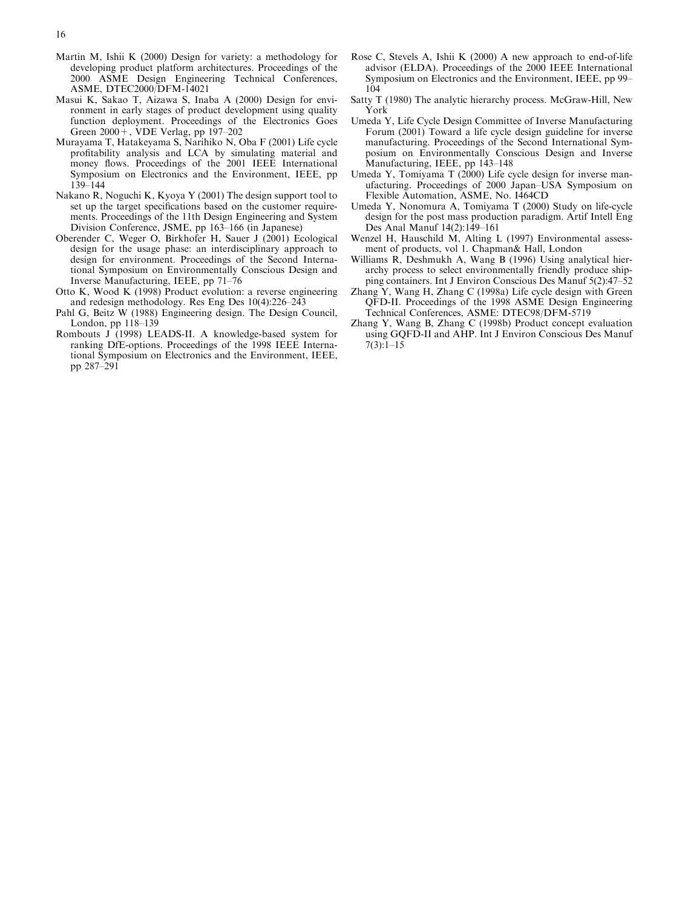Martin M, Ishii K (2000) Design for variety: a methodology for developing product platform architectures. Proceedings of the 2000 ASME Design Engineering Technical Conferences, ASME, DTEC2000/DFM-14021

Masui K, Sakao T, Aizawa S, Inaba A (2000) Design for environment in early stages of product development using quality function deployment. Proceedings of the Electronics Goes Green 2000+, VDE Verlag, pp 197–202

Murayama T, Hatakeyama S, Narihiko N, Oba F (2001) Life cycle profitability analysis and LCA by simulating material and money flows. Proceedings of the 2001 IEEE International Symposium on Electronics and the Environment, IEEE, pp 139–144

Nakano R, Noguchi K, Kyoya Y (2001) The design support tool to set up the target specifications based on the customer requirements. Proceedings of the 11th Design Engineering and System Division Conference, JSME, pp 163–166 (in Japanese)

Oberender C, Weger O, Birkhofer H, Sauer J (2001) Ecological design for the usage phase: an interdisciplinary approach to design for environment. Proceedings of the Second International Symposium on Environmentally Conscious Design and Inverse Manufacturing, IEEE, pp 71–76

Otto K, Wood K (1998) Product evolution: a reverse engineering and redesign methodology. Res Eng Des 10(4):226–243

Pahl G, Beitz W (1988) Engineering design. The Design Council, London, pp 118–139

Rombouts J (1998) LEADS-II. A knowledge-based system for ranking DfE-options. Proceedings of the 1998 IEEE International Symposium on Electronics and the Environment, IEEE, pp 287–291

Rose C, Stevels A, Ishii K (2000) A new approach to end-of-life advisor (ELDA). Proceedings of the 2000 IEEE International Symposium on Electronics and the Environment, IEEE, pp 99–104

Satty T (1980) The analytic hierarchy process. McGraw-Hill, New York

Umeda Y, Life Cycle Design Committee of Inverse Manufacturing Forum (2001) Toward a life cycle design guideline for inverse manufacturing. Proceedings of the Second International Symposium on Environmentally Conscious Design and Inverse Manufacturing, IEEE, pp 143–148

Umeda Y, Tomiyama T (2000) Life cycle design for inverse manufacturing. Proceedings of 2000 Japan–USA Symposium on Flexible Automation, ASME, No. I464CD

Umeda Y, Nonomura A, Tomiyama T (2000) Study on life-cycle design for the post mass production paradigm. Artif Intell Eng Des Anal Manuf 14(2):149–161

Wenzel H, Hauschild M, Alting L (1997) Environmental assessment of products, vol 1. Chapman& Hall, London

Williams R, Deshmukh A, Wang B (1996) Using analytical hierarchy process to select environmentally friendly produce shipping containers. Int J Environ Conscious Des Manuf 5(2):47–52

Zhang Y, Wang H, Zhang C (1998a) Life cycle design with Green QFD-II. Proceedings of the 1998 ASME Design Engineering Technical Conferences, ASME: DTEC98/DFM-5719

Zhang Y, Wang B, Zhang C (1998b) Product concept evaluation using GQFD-II and AHP. Int J Environ Conscious Des Manuf 7(3):1–15